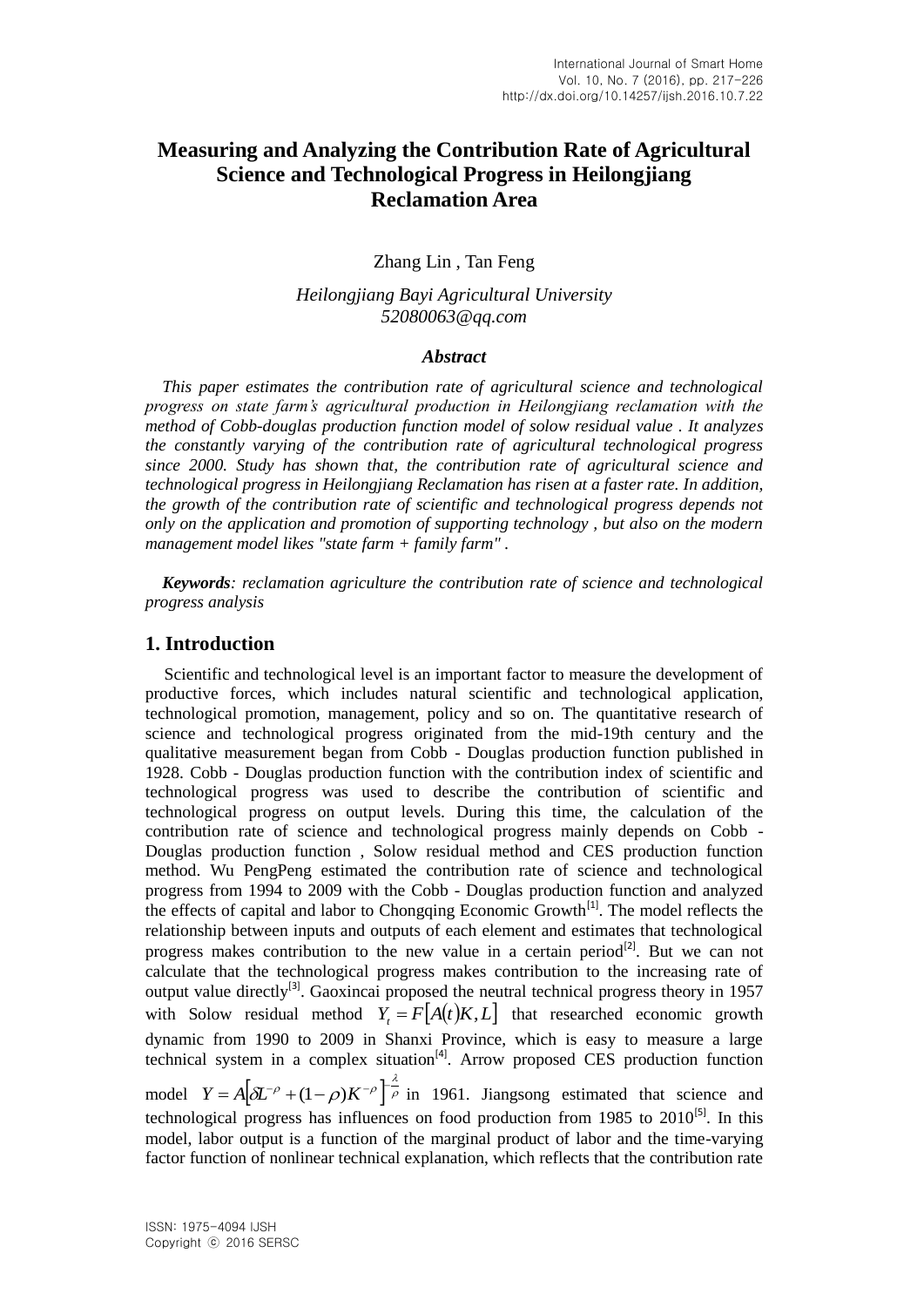# Measuring and Analyzing the Contribution Rate of Agricultural Science and Technological Progress in Heilongjiang Reclamation Area

Zhang Lin , Tan Feng

*Heilongjiang Bayi Agricultural University*
*52080063@qq.com*

### *Abstract*

*This paper estimates the contribution rate of agricultural science and technological progress on state farm's agricultural production in Heilongjiang reclamation with the method of Cobb-douglas production function model of solow residual value . It analyzes the constantly varying of the contribution rate of agricultural technological progress since 2000. Study has shown that, the contribution rate of agricultural science and technological progress in Heilongjiang Reclamation has risen at a faster rate. In addition, the growth of the contribution rate of scientific and technological progress depends not only on the application and promotion of supporting technology , but also on the modern management model likes "state farm + family farm" .*

***Keywords**: reclamation agriculture the contribution rate of science and technological progress analysis*

## 1. Introduction

Scientific and technological level is an important factor to measure the development of productive forces, which includes natural scientific and technological application, technological promotion, management, policy and so on. The quantitative research of science and technological progress originated from the mid-19th century and the qualitative measurement began from Cobb - Douglas production function published in 1928. Cobb - Douglas production function with the contribution index of scientific and technological progress was used to describe the contribution of scientific and technological progress on output levels. During this time, the calculation of the contribution rate of science and technological progress mainly depends on Cobb - Douglas production function , Solow residual method and CES production function method. Wu PengPeng estimated the contribution rate of science and technological progress from 1994 to 2009 with the Cobb - Douglas production function and analyzed the effects of capital and labor to Chongqing Economic Growth[1]. The model reflects the relationship between inputs and outputs of each element and estimates that technological progress makes contribution to the new value in a certain period[2]. But we can not calculate that the technological progress makes contribution to the increasing rate of output value directly[3]. Gaoxincai proposed the neutral technical progress theory in 1957 with Solow residual method $Y_t = F[A(t)K, L]$ that researched economic growth dynamic from 1990 to 2009 in Shanxi Province, which is easy to measure a large technical system in a complex situation[4]. Arrow proposed CES production function model $Y = A[\delta L^{-\rho} + (1-\rho)K^{-\rho}]^{-\frac{\lambda}{\rho}}$ in 1961. Jiangsong estimated that science and technological progress has influences on food production from 1985 to 2010[5]. In this model, labor output is a function of the marginal product of labor and the time-varying factor function of nonlinear technical explanation, which reflects that the contribution rate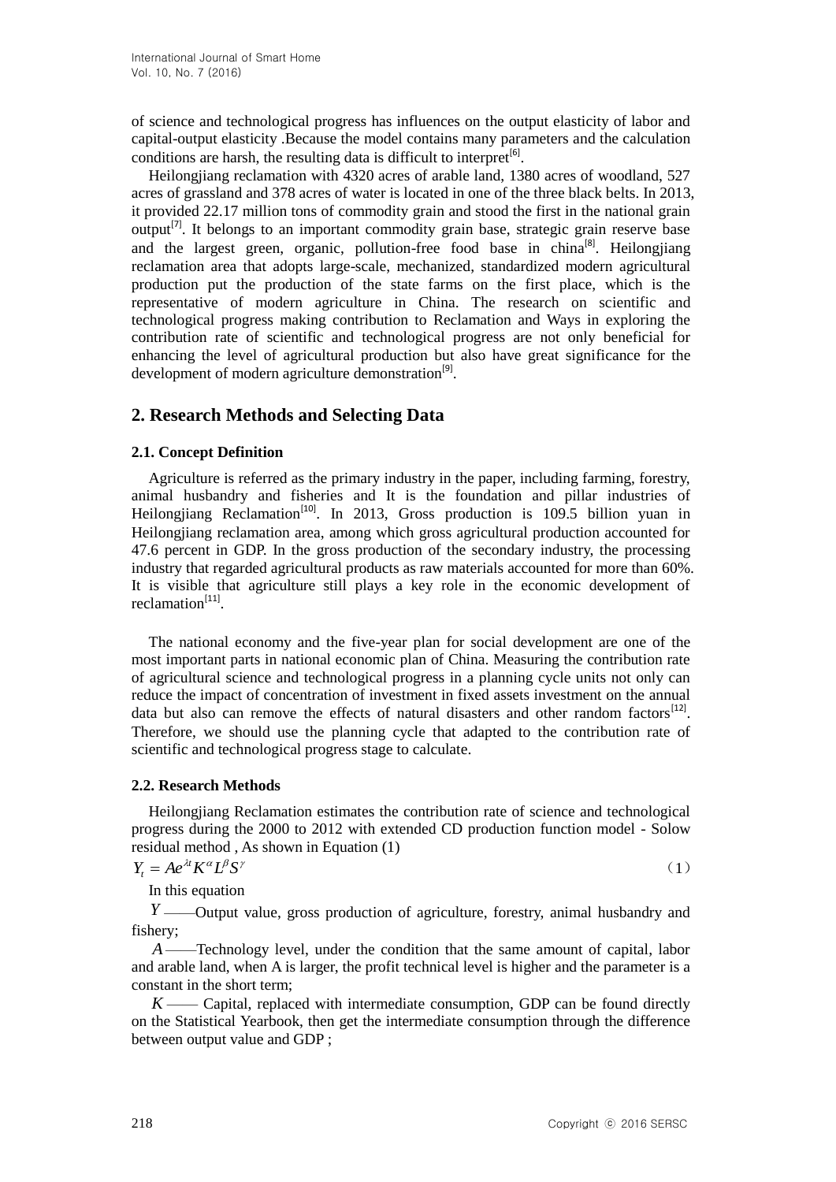of science and technological progress has influences on the output elasticity of labor and capital-output elasticity .Because the model contains many parameters and the calculation conditions are harsh, the resulting data is difficult to interpret[6].

Heilongjiang reclamation with 4320 acres of arable land, 1380 acres of woodland, 527 acres of grassland and 378 acres of water is located in one of the three black belts. In 2013, it provided 22.17 million tons of commodity grain and stood the first in the national grain output[7]. It belongs to an important commodity grain base, strategic grain reserve base and the largest green, organic, pollution-free food base in china[8]. Heilongjiang reclamation area that adopts large-scale, mechanized, standardized modern agricultural production put the production of the state farms on the first place, which is the representative of modern agriculture in China. The research on scientific and technological progress making contribution to Reclamation and Ways in exploring the contribution rate of scientific and technological progress are not only beneficial for enhancing the level of agricultural production but also have great significance for the development of modern agriculture demonstration[9].

## 2. Research Methods and Selecting Data

### 2.1. Concept Definition

Agriculture is referred as the primary industry in the paper, including farming, forestry, animal husbandry and fisheries and It is the foundation and pillar industries of Heilongjiang Reclamation[10]. In 2013, Gross production is 109.5 billion yuan in Heilongjiang reclamation area, among which gross agricultural production accounted for 47.6 percent in GDP. In the gross production of the secondary industry, the processing industry that regarded agricultural products as raw materials accounted for more than 60%. It is visible that agriculture still plays a key role in the economic development of reclamation[11].

The national economy and the five-year plan for social development are one of the most important parts in national economic plan of China. Measuring the contribution rate of agricultural science and technological progress in a planning cycle units not only can reduce the impact of concentration of investment in fixed assets investment on the annual data but also can remove the effects of natural disasters and other random factors[12]. Therefore, we should use the planning cycle that adapted to the contribution rate of scientific and technological progress stage to calculate.

### 2.2. Research Methods

Heilongjiang Reclamation estimates the contribution rate of science and technological progress during the 2000 to 2012 with extended CD production function model - Solow residual method , As shown in Equation (1)

$$Y_t = Ae^{\lambda t}K^{\alpha}L^{\beta}S^{\gamma} \tag{1}$$

In this equation

$Y$ ——Output value, gross production of agriculture, forestry, animal husbandry and fishery;

$A$ ——Technology level, under the condition that the same amount of capital, labor and arable land, when A is larger, the profit technical level is higher and the parameter is a constant in the short term;

$K$ —— Capital, replaced with intermediate consumption, GDP can be found directly on the Statistical Yearbook, then get the intermediate consumption through the difference between output value and GDP ;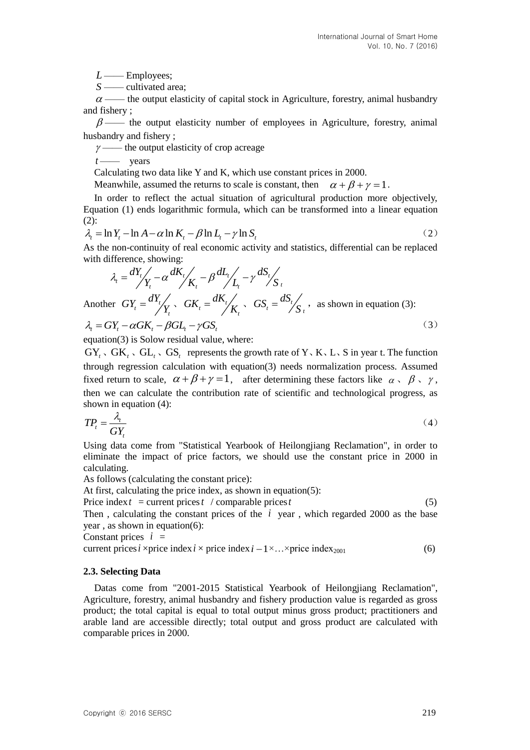$L$ —— Employees;

$S$ —— cultivated area;

$\alpha$ —— the output elasticity of capital stock in Agriculture, forestry, animal husbandry and fishery ;

$\beta$ —— the output elasticity number of employees in Agriculture, forestry, animal husbandry and fishery ;

$\gamma$ —— the output elasticity of crop acreage

$t$ —— years

Calculating two data like Y and K, which use constant prices in 2000.

Meanwhile, assumed the returns to scale is constant, then $\alpha+\beta+\gamma=1$.

In order to reflect the actual situation of agricultural production more objectively, Equation (1) ends logarithmic formula, which can be transformed into a linear equation (2):

$$\lambda_t = \ln Y_t - \ln A - \alpha \ln K_t - \beta \ln L_t - \gamma \ln S_t \tag{2}$$

As the non-continuity of real economic activity and statistics, differential can be replaced with difference, showing:

$$\lambda_t = dY_t/Y_t - \alpha\, dK_t/K_t - \beta\, dL_t/L_t - \gamma\, dS_t/S_t$$

Another $GY_t = dY_t/Y_t$ 、 $GK_t = dK_t/K_t$ 、 $GS_t = dS_t/S_t$ , as shown in equation (3):

$$\lambda_t = GY_t - \alpha GK_t - \beta GL_t - \gamma GS_t \tag{3}$$

equation(3) is Solow residual value, where:

$GY_t$ 、 $GK_t$ 、 $GL_t$ 、 $GS_t$ represents the growth rate of Y、K、L、S in year t. The function through regression calculation with equation(3) needs normalization process. Assumed fixed return to scale, $\alpha+\beta+\gamma=1$, after determining these factors like $\alpha$ 、 $\beta$ 、 $\gamma$ , then we can calculate the contribution rate of scientific and technological progress, as shown in equation (4):

$$TP_t = \frac{\lambda_t}{GY_t} \tag{4}$$

Using data come from "Statistical Yearbook of Heilongjiang Reclamation", in order to eliminate the impact of price factors, we should use the constant price in 2000 in calculating.

As follows (calculating the constant price):

At first, calculating the price index, as shown in equation(5):

$$\text{Price index}\,t = \text{current prices}\,t \;/\; \text{comparable prices}\,t \tag{5}$$

Then , calculating the constant prices of the $i$ year , which regarded 2000 as the base year , as shown in equation(6):

$$\text{Constant prices } i = \text{current prices}\,i \times \text{price index}\,i \times \text{price index}\,i-1 \times \ldots \times \text{price index}_{2001} \tag{6}$$

### 2.3. Selecting Data

Datas come from "2001-2015 Statistical Yearbook of Heilongjiang Reclamation", Agriculture, forestry, animal husbandry and fishery production value is regarded as gross product; the total capital is equal to total output minus gross product; practitioners and arable land are accessible directly; total output and gross product are calculated with comparable prices in 2000.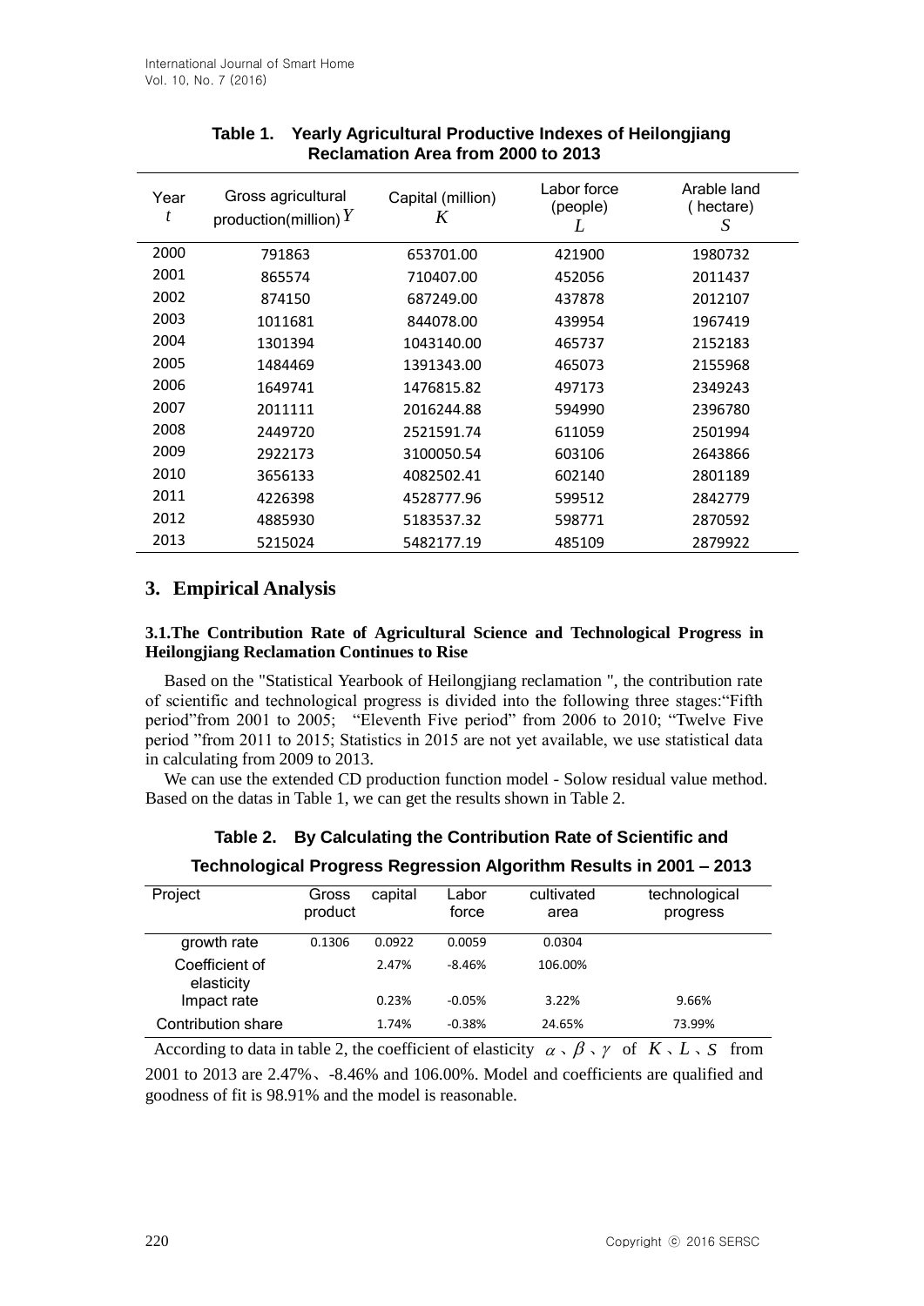**Table 1. Yearly Agricultural Productive Indexes of Heilongjiang Reclamation Area from 2000 to 2013**

| Year $t$ | Gross agricultural production(million) $Y$ | Capital (million) $K$ | Labor force (people) $L$ | Arable land ( hectare) $S$ |
|---|---|---|---|---|
| 2000 | 791863 | 653701.00 | 421900 | 1980732 |
| 2001 | 865574 | 710407.00 | 452056 | 2011437 |
| 2002 | 874150 | 687249.00 | 437878 | 2012107 |
| 2003 | 1011681 | 844078.00 | 439954 | 1967419 |
| 2004 | 1301394 | 1043140.00 | 465737 | 2152183 |
| 2005 | 1484469 | 1391343.00 | 465073 | 2155968 |
| 2006 | 1649741 | 1476815.82 | 497173 | 2349243 |
| 2007 | 2011111 | 2016244.88 | 594990 | 2396780 |
| 2008 | 2449720 | 2521591.74 | 611059 | 2501994 |
| 2009 | 2922173 | 3100050.54 | 603106 | 2643866 |
| 2010 | 3656133 | 4082502.41 | 602140 | 2801189 |
| 2011 | 4226398 | 4528777.96 | 599512 | 2842779 |
| 2012 | 4885930 | 5183537.32 | 598771 | 2870592 |
| 2013 | 5215024 | 5482177.19 | 485109 | 2879922 |

## 3. Empirical Analysis

### 3.1.The Contribution Rate of Agricultural Science and Technological Progress in Heilongjiang Reclamation Continues to Rise

Based on the "Statistical Yearbook of Heilongjiang reclamation ", the contribution rate of scientific and technological progress is divided into the following three stages:"Fifth period"from 2001 to 2005; "Eleventh Five period" from 2006 to 2010; "Twelve Five period "from 2011 to 2015; Statistics in 2015 are not yet available, we use statistical data in calculating from 2009 to 2013.

We can use the extended CD production function model - Solow residual value method. Based on the datas in Table 1, we can get the results shown in Table 2.

**Table 2. By Calculating the Contribution Rate of Scientific and Technological Progress Regression Algorithm Results in 2001 – 2013**

| Project | Gross product | capital | Labor force | cultivated area | technological progress |
|---|---|---|---|---|---|
| growth rate | 0.1306 | 0.0922 | 0.0059 | 0.0304 | |
| Coefficient of elasticity | | 2.47% | -8.46% | 106.00% | |
| Impact rate | | 0.23% | -0.05% | 3.22% | 9.66% |
| Contribution share | | 1.74% | -0.38% | 24.65% | 73.99% |

According to data in table 2, the coefficient of elasticity $\alpha$、$\beta$、$\gamma$ of $K$、$L$、$S$ from 2001 to 2013 are 2.47%、-8.46% and 106.00%. Model and coefficients are qualified and goodness of fit is 98.91% and the model is reasonable.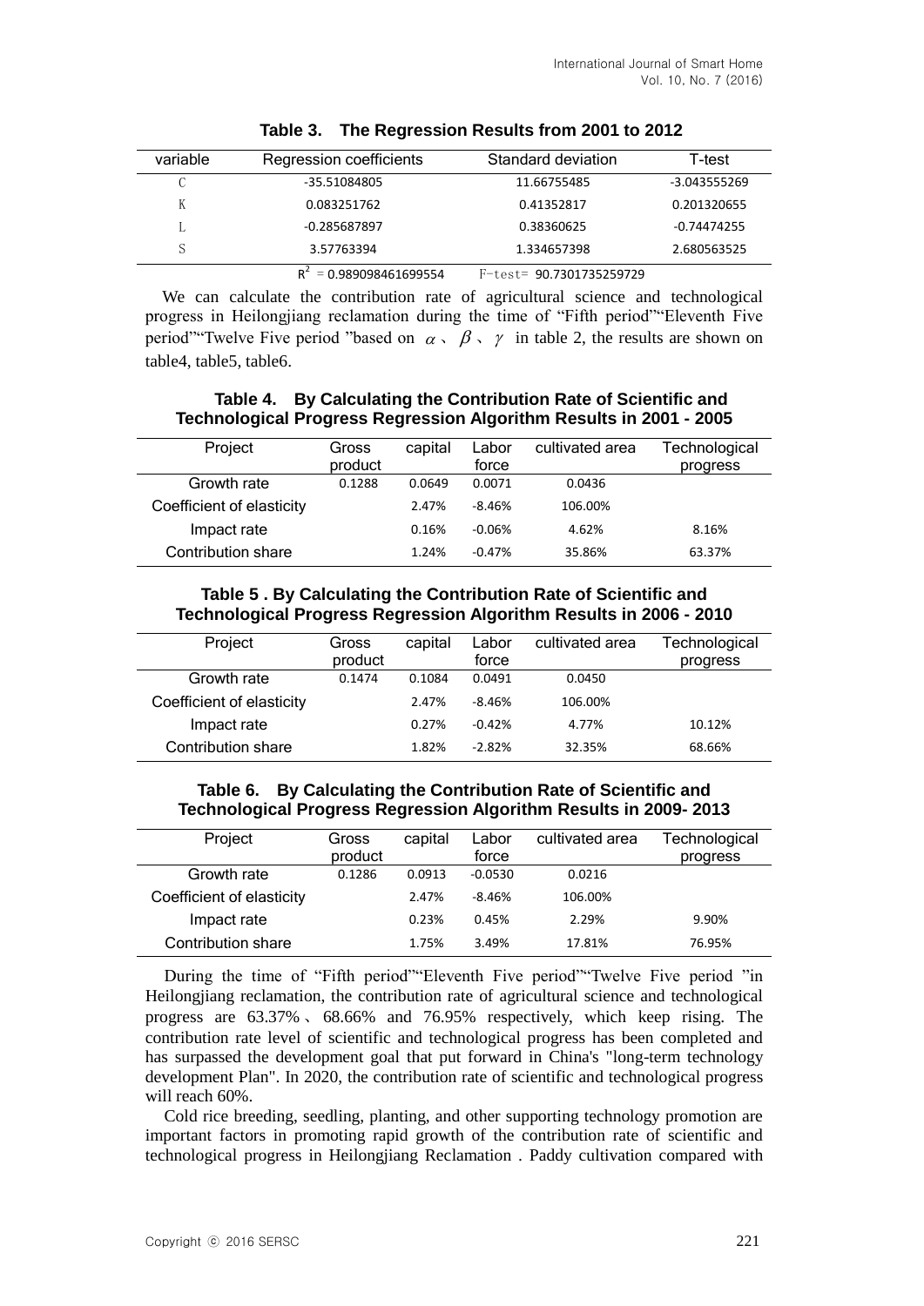**Table 3. The Regression Results from 2001 to 2012**

| variable | Regression coefficients | Standard deviation | T-test |
|---|---|---|---|
| C | -35.51084805 | 11.66755485 | -3.043555269 |
| K | 0.083251762 | 0.41352817 | 0.201320655 |
| L | -0.285687897 | 0.38360625 | -0.74474255 |
| S | 3.57763394 | 1.334657398 | 2.680563525 |

$R^2$ = 0.989098461699554 F-test= 90.7301735259729

We can calculate the contribution rate of agricultural science and technological progress in Heilongjiang reclamation during the time of "Fifth period""Eleventh Five period""Twelve Five period "based on $\alpha$ 、 $\beta$ 、 $\gamma$ in table 2, the results are shown on table4, table5, table6.

**Table 4. By Calculating the Contribution Rate of Scientific and Technological Progress Regression Algorithm Results in 2001 - 2005**

| Project | Gross product | capital | Labor force | cultivated area | Technological progress |
|---|---|---|---|---|---|
| Growth rate | 0.1288 | 0.0649 | 0.0071 | 0.0436 | |
| Coefficient of elasticity | | 2.47% | -8.46% | 106.00% | |
| Impact rate | | 0.16% | -0.06% | 4.62% | 8.16% |
| Contribution share | | 1.24% | -0.47% | 35.86% | 63.37% |

**Table 5 . By Calculating the Contribution Rate of Scientific and Technological Progress Regression Algorithm Results in 2006 - 2010**

| Project | Gross product | capital | Labor force | cultivated area | Technological progress |
|---|---|---|---|---|---|
| Growth rate | 0.1474 | 0.1084 | 0.0491 | 0.0450 | |
| Coefficient of elasticity | | 2.47% | -8.46% | 106.00% | |
| Impact rate | | 0.27% | -0.42% | 4.77% | 10.12% |
| Contribution share | | 1.82% | -2.82% | 32.35% | 68.66% |

**Table 6. By Calculating the Contribution Rate of Scientific and Technological Progress Regression Algorithm Results in 2009- 2013**

| Project | Gross product | capital | Labor force | cultivated area | Technological progress |
|---|---|---|---|---|---|
| Growth rate | 0.1286 | 0.0913 | -0.0530 | 0.0216 | |
| Coefficient of elasticity | | 2.47% | -8.46% | 106.00% | |
| Impact rate | | 0.23% | 0.45% | 2.29% | 9.90% |
| Contribution share | | 1.75% | 3.49% | 17.81% | 76.95% |

During the time of "Fifth period""Eleventh Five period""Twelve Five period "in Heilongjiang reclamation, the contribution rate of agricultural science and technological progress are 63.37%、68.66% and 76.95% respectively, which keep rising. The contribution rate level of scientific and technological progress has been completed and has surpassed the development goal that put forward in China's "long-term technology development Plan". In 2020, the contribution rate of scientific and technological progress will reach 60%.

Cold rice breeding, seedling, planting, and other supporting technology promotion are important factors in promoting rapid growth of the contribution rate of scientific and technological progress in Heilongjiang Reclamation . Paddy cultivation compared with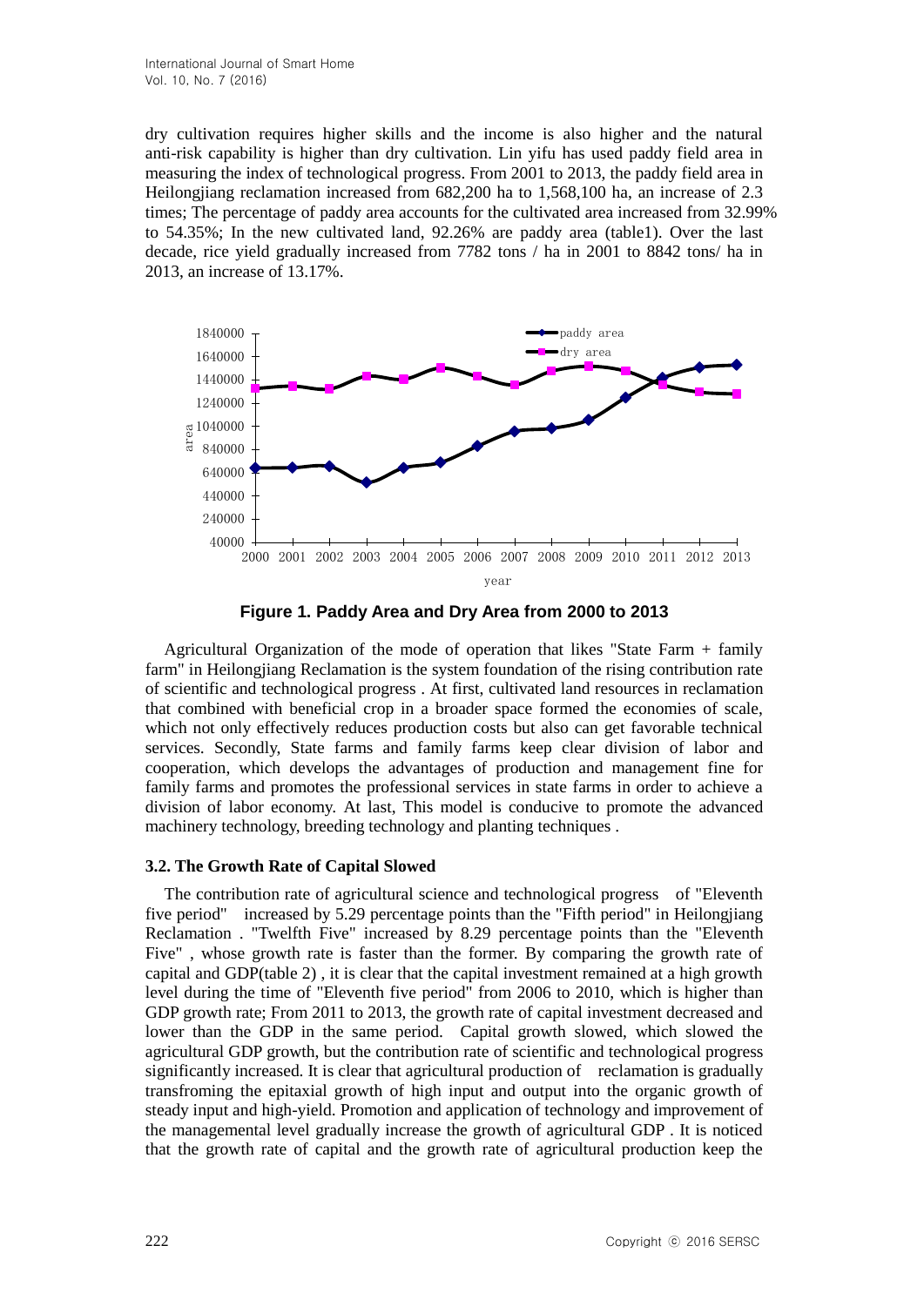dry cultivation requires higher skills and the income is also higher and the natural anti-risk capability is higher than dry cultivation. Lin yifu has used paddy field area in measuring the index of technological progress. From 2001 to 2013, the paddy field area in Heilongjiang reclamation increased from 682,200 ha to 1,568,100 ha, an increase of 2.3 times; The percentage of paddy area accounts for the cultivated area increased from 32.99% to 54.35%; In the new cultivated land, 92.26% are paddy area (table1). Over the last decade, rice yield gradually increased from 7782 tons / ha in 2001 to 8842 tons/ ha in 2013, an increase of 13.17%.

**Figure 1. Paddy Area and Dry Area from 2000 to 2013**

Agricultural Organization of the mode of operation that likes "State Farm + family farm" in Heilongjiang Reclamation is the system foundation of the rising contribution rate of scientific and technological progress . At first, cultivated land resources in reclamation that combined with beneficial crop in a broader space formed the economies of scale, which not only effectively reduces production costs but also can get favorable technical services. Secondly, State farms and family farms keep clear division of labor and cooperation, which develops the advantages of production and management fine for family farms and promotes the professional services in state farms in order to achieve a division of labor economy. At last, This model is conducive to promote the advanced machinery technology, breeding technology and planting techniques .

### 3.2. The Growth Rate of Capital Slowed

The contribution rate of agricultural science and technological progress of "Eleventh five period" increased by 5.29 percentage points than the "Fifth period" in Heilongjiang Reclamation . "Twelfth Five" increased by 8.29 percentage points than the "Eleventh Five" , whose growth rate is faster than the former. By comparing the growth rate of capital and GDP(table 2) , it is clear that the capital investment remained at a high growth level during the time of "Eleventh five period" from 2006 to 2010, which is higher than GDP growth rate; From 2011 to 2013, the growth rate of capital investment decreased and lower than the GDP in the same period. Capital growth slowed, which slowed the agricultural GDP growth, but the contribution rate of scientific and technological progress significantly increased. It is clear that agricultural production of reclamation is gradually transfroming the epitaxial growth of high input and output into the organic growth of steady input and high-yield. Promotion and application of technology and improvement of the managemental level gradually increase the growth of agricultural GDP . It is noticed that the growth rate of capital and the growth rate of agricultural production keep the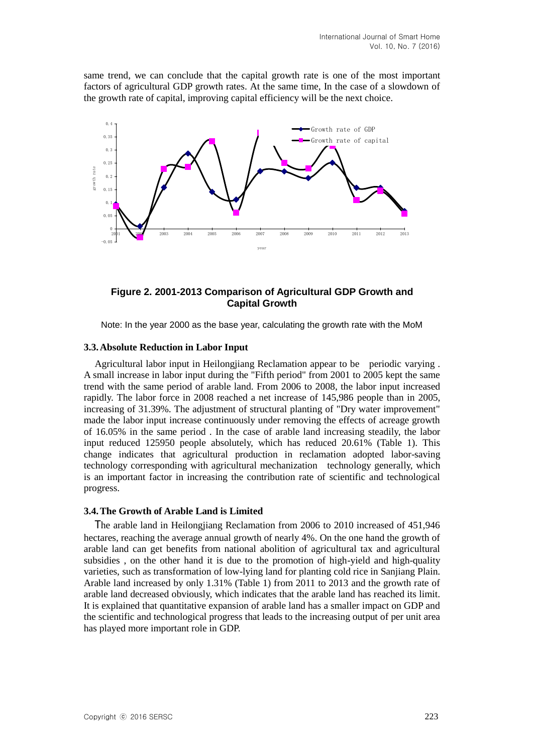same trend, we can conclude that the capital growth rate is one of the most important factors of agricultural GDP growth rates. At the same time, In the case of a slowdown of the growth rate of capital, improving capital efficiency will be the next choice.

**Figure 2. 2001-2013 Comparison of Agricultural GDP Growth and Capital Growth**

Note: In the year 2000 as the base year, calculating the growth rate with the MoM

### 3.3. Absolute Reduction in Labor Input

Agricultural labor input in Heilongjiang Reclamation appear to be periodic varying . A small increase in labor input during the "Fifth period" from 2001 to 2005 kept the same trend with the same period of arable land. From 2006 to 2008, the labor input increased rapidly. The labor force in 2008 reached a net increase of 145,986 people than in 2005, increasing of 31.39%. The adjustment of structural planting of "Dry water improvement" made the labor input increase continuously under removing the effects of acreage growth of 16.05% in the same period . In the case of arable land increasing steadily, the labor input reduced 125950 people absolutely, which has reduced 20.61% (Table 1). This change indicates that agricultural production in reclamation adopted labor-saving technology corresponding with agricultural mechanization technology generally, which is an important factor in increasing the contribution rate of scientific and technological progress.

### 3.4. The Growth of Arable Land is Limited

The arable land in Heilongjiang Reclamation from 2006 to 2010 increased of 451,946 hectares, reaching the average annual growth of nearly 4%. On the one hand the growth of arable land can get benefits from national abolition of agricultural tax and agricultural subsidies , on the other hand it is due to the promotion of high-yield and high-quality varieties, such as transformation of low-lying land for planting cold rice in Sanjiang Plain. Arable land increased by only 1.31% (Table 1) from 2011 to 2013 and the growth rate of arable land decreased obviously, which indicates that the arable land has reached its limit. It is explained that quantitative expansion of arable land has a smaller impact on GDP and the scientific and technological progress that leads to the increasing output of per unit area has played more important role in GDP.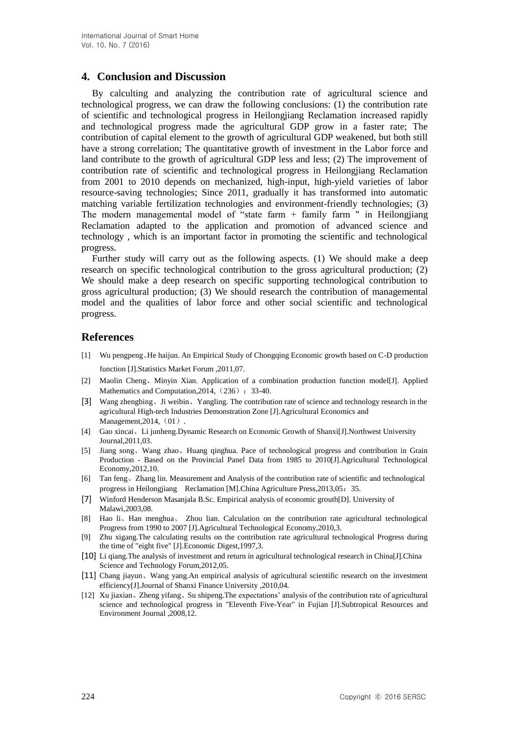## 4. Conclusion and Discussion

By calculting and analyzing the contribution rate of agricultural science and technological progress, we can draw the following conclusions: (1) the contribution rate of scientific and technological progress in Heilongjiang Reclamation increased rapidly and technological progress made the agricultural GDP grow in a faster rate; The contribution of capital element to the growth of agricultural GDP weakened, but both still have a strong correlation; The quantitative growth of investment in the Labor force and land contribute to the growth of agricultural GDP less and less; (2) The improvement of contribution rate of scientific and technological progress in Heilongjiang Reclamation from 2001 to 2010 depends on mechanized, high-input, high-yield varieties of labor resource-saving technologies; Since 2011, gradually it has transformed into automatic matching variable fertilization technologies and environment-friendly technologies; (3) The modern managemental model of "state farm + family farm " in Heilongjiang Reclamation adapted to the application and promotion of advanced science and technology , which is an important factor in promoting the scientific and technological progress.

Further study will carry out as the following aspects. (1) We should make a deep research on specific technological contribution to the gross agricultural production; (2) We should make a deep research on specific supporting technological contribution to gross agricultural production; (3) We should research the contribution of managemental model and the qualities of labor force and other social scientific and technological progress.

## References

[1] Wu pengpeng、He haijun. An Empirical Study of Chongqing Economic growth based on C-D production function [J].Statistics Market Forum ,2011,07.

[2] Maolin Cheng、Minyin Xian. Application of a combination production function model[J]. Applied Mathematics and Computation,2014,（236）：33-40.

[3] Wang zhengbing、Ji weibin、Yangling. The contribution rate of science and technology research in the agricultural High-tech Industries Demonstration Zone [J].Agricultural Economics and Management,2014,（01）.

[4] Gao xincai、Li junheng.Dynamic Research on Economic Growth of Shanxi[J].Northwest University Journal,2011,03.

[5] Jiang song、Wang zhao、Huang qinghua. Pace of technological progress and contribution in Grain Production - Based on the Provincial Panel Data from 1985 to 2010[J].Agricultural Technological Economy,2012,10.

[6] Tan feng、Zhang lin. Measurement and Analysis of the contribution rate of scientific and technological progress in Heilongjiang Reclamation [M].China Agriculture Press,2013,05：35.

[7] Winford Henderson Masanjala B.Sc. Empirical analysis of economic grouth[D]. University of Malawi,2003,08.

[8] Hao li、Han menghua、 Zhou lian. Calculation on the contribution rate agricultural technological Progress from 1990 to 2007 [J].Agricultural Technological Economy,2010,3.

[9] Zhu xigang.The calculating results on the contribution rate agricultural technological Progress during the time of "eight five" [J].Economic Digest,1997,3.

[10] Li qiang.The analysis of investment and return in agricultural technological research in China[J].China Science and Technology Forum,2012,05.

[11] Chang jiayun、Wang yang.An empirical analysis of agricultural scientific research on the investment efficiency[J].Journal of Shanxi Finance University ,2010,04.

[12] Xu jiaxian、Zheng yifang、Su shipeng.The expectations' analysis of the contribution rate of agricultural science and technological progress in "Eleventh Five-Year" in Fujian [J].Subtropical Resources and Environment Journal ,2008,12.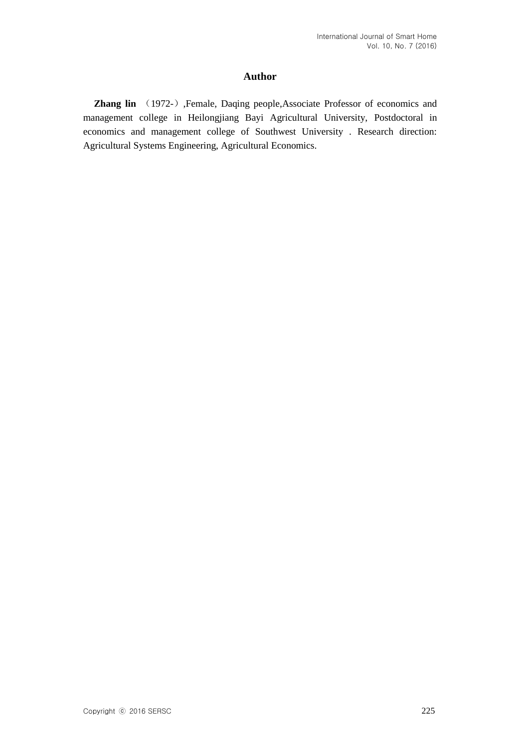## Author

**Zhang lin** （1972-）,Female, Daqing people,Associate Professor of economics and management college in Heilongjiang Bayi Agricultural University, Postdoctoral in economics and management college of Southwest University . Research direction: Agricultural Systems Engineering, Agricultural Economics.